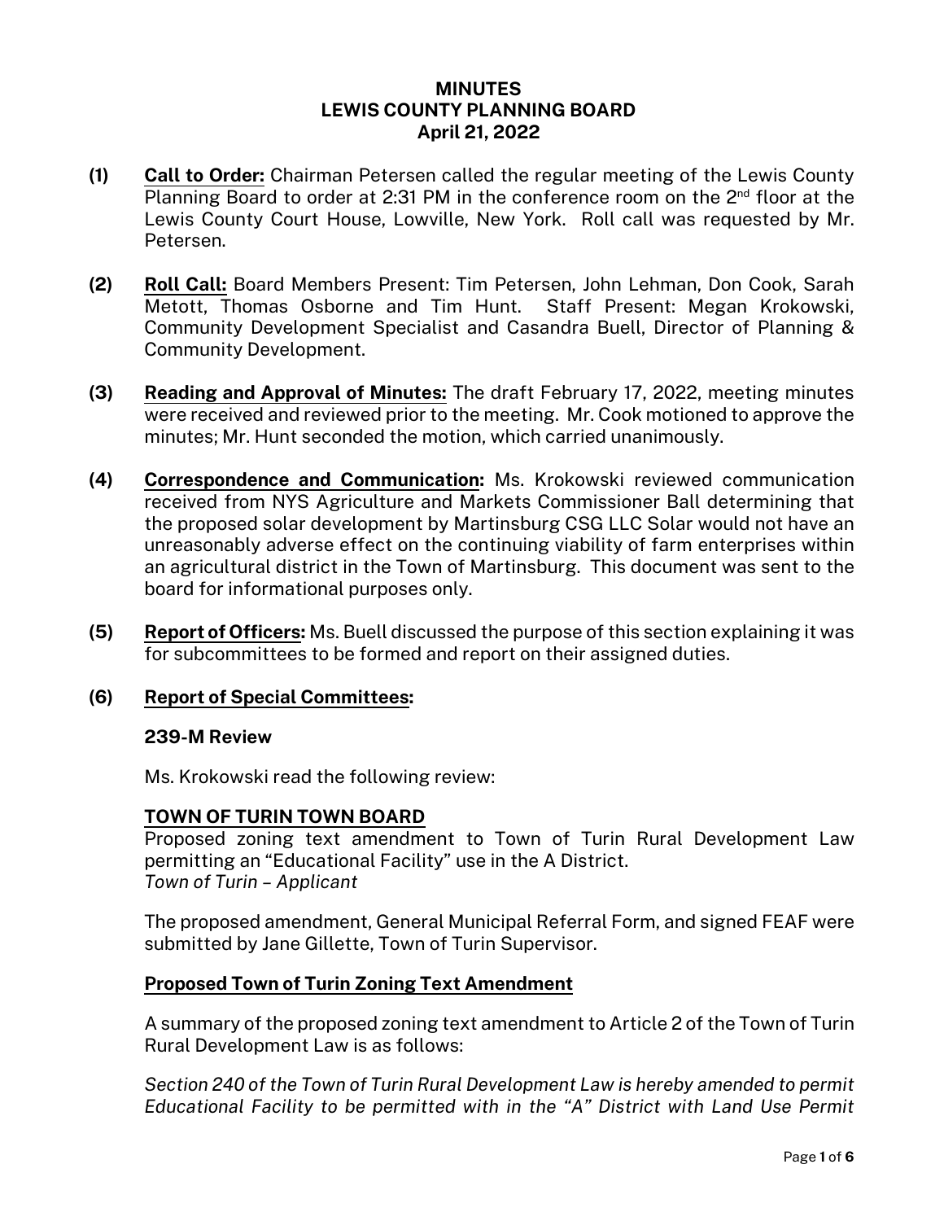# MINUTES
# LEWIS COUNTY PLANNING BOARD
# April 21, 2022

**(1)** **Call to Order:** Chairman Petersen called the regular meeting of the Lewis County Planning Board to order at 2:31 PM in the conference room on the 2nd floor at the Lewis County Court House, Lowville, New York. Roll call was requested by Mr. Petersen.

**(2)** **Roll Call:** Board Members Present: Tim Petersen, John Lehman, Don Cook, Sarah Metott, Thomas Osborne and Tim Hunt. Staff Present: Megan Krokowski, Community Development Specialist and Casandra Buell, Director of Planning & Community Development.

**(3)** **Reading and Approval of Minutes:** The draft February 17, 2022, meeting minutes were received and reviewed prior to the meeting. Mr. Cook motioned to approve the minutes; Mr. Hunt seconded the motion, which carried unanimously.

**(4)** **Correspondence and Communication:** Ms. Krokowski reviewed communication received from NYS Agriculture and Markets Commissioner Ball determining that the proposed solar development by Martinsburg CSG LLC Solar would not have an unreasonably adverse effect on the continuing viability of farm enterprises within an agricultural district in the Town of Martinsburg. This document was sent to the board for informational purposes only.

**(5)** **Report of Officers:** Ms. Buell discussed the purpose of this section explaining it was for subcommittees to be formed and report on their assigned duties.

**(6)** **Report of Special Committees:**

**239-M Review**

Ms. Krokowski read the following review:

**TOWN OF TURIN TOWN BOARD**
Proposed zoning text amendment to Town of Turin Rural Development Law permitting an "Educational Facility" use in the A District.
*Town of Turin – Applicant*

The proposed amendment, General Municipal Referral Form, and signed FEAF were submitted by Jane Gillette, Town of Turin Supervisor.

**Proposed Town of Turin Zoning Text Amendment**

A summary of the proposed zoning text amendment to Article 2 of the Town of Turin Rural Development Law is as follows:

*Section 240 of the Town of Turin Rural Development Law is hereby amended to permit Educational Facility to be permitted with in the "A" District with Land Use Permit*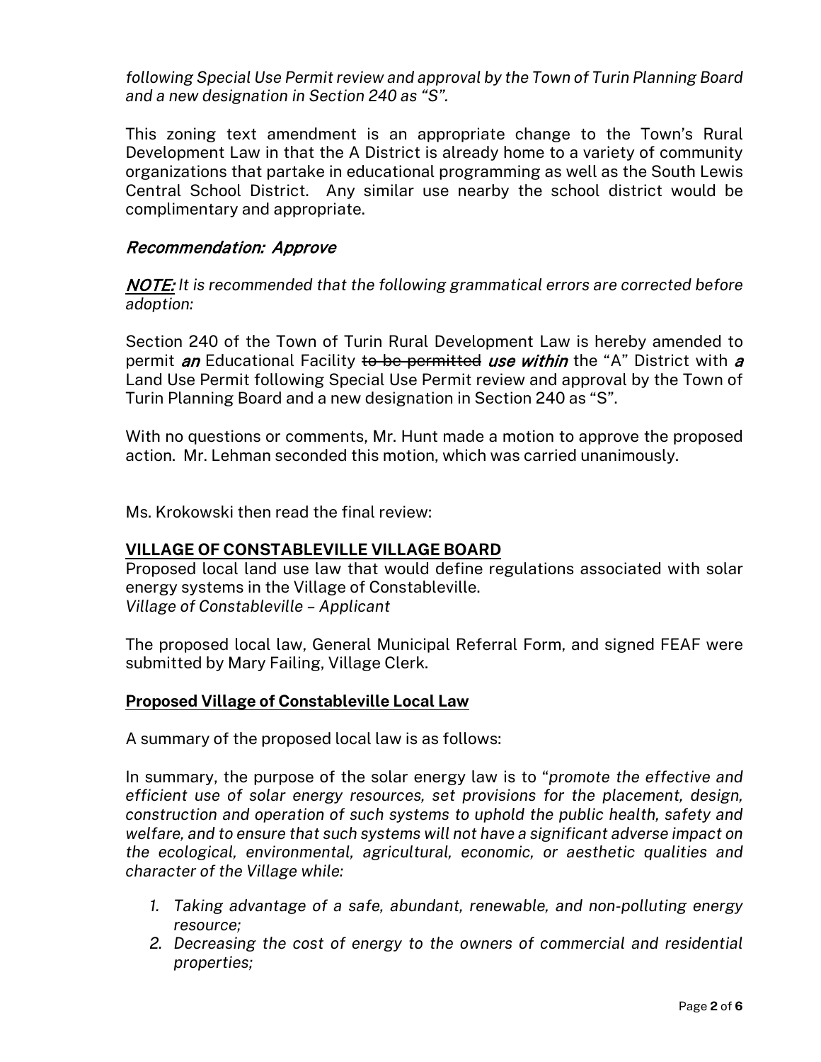*following Special Use Permit review and approval by the Town of Turin Planning Board and a new designation in Section 240 as "S".*

This zoning text amendment is an appropriate change to the Town's Rural Development Law in that the A District is already home to a variety of community organizations that partake in educational programming as well as the South Lewis Central School District. Any similar use nearby the school district would be complimentary and appropriate.

### *Recommendation: Approve*

***NOTE:*** *It is recommended that the following grammatical errors are corrected before adoption:*

Section 240 of the Town of Turin Rural Development Law is hereby amended to permit ***an*** Educational Facility ~~to be permitted~~ ***use within*** the "A" District with ***a*** Land Use Permit following Special Use Permit review and approval by the Town of Turin Planning Board and a new designation in Section 240 as "S".

With no questions or comments, Mr. Hunt made a motion to approve the proposed action. Mr. Lehman seconded this motion, which was carried unanimously.

Ms. Krokowski then read the final review:

**VILLAGE OF CONSTABLEVILLE VILLAGE BOARD**

Proposed local land use law that would define regulations associated with solar energy systems in the Village of Constableville.
*Village of Constableville – Applicant*

The proposed local law, General Municipal Referral Form, and signed FEAF were submitted by Mary Failing, Village Clerk.

**Proposed Village of Constableville Local Law**

A summary of the proposed local law is as follows:

In summary, the purpose of the solar energy law is to "*promote the effective and efficient use of solar energy resources, set provisions for the placement, design, construction and operation of such systems to uphold the public health, safety and welfare, and to ensure that such systems will not have a significant adverse impact on the ecological, environmental, agricultural, economic, or aesthetic qualities and character of the Village while:*

1. *Taking advantage of a safe, abundant, renewable, and non-polluting energy resource;*
2. *Decreasing the cost of energy to the owners of commercial and residential properties;*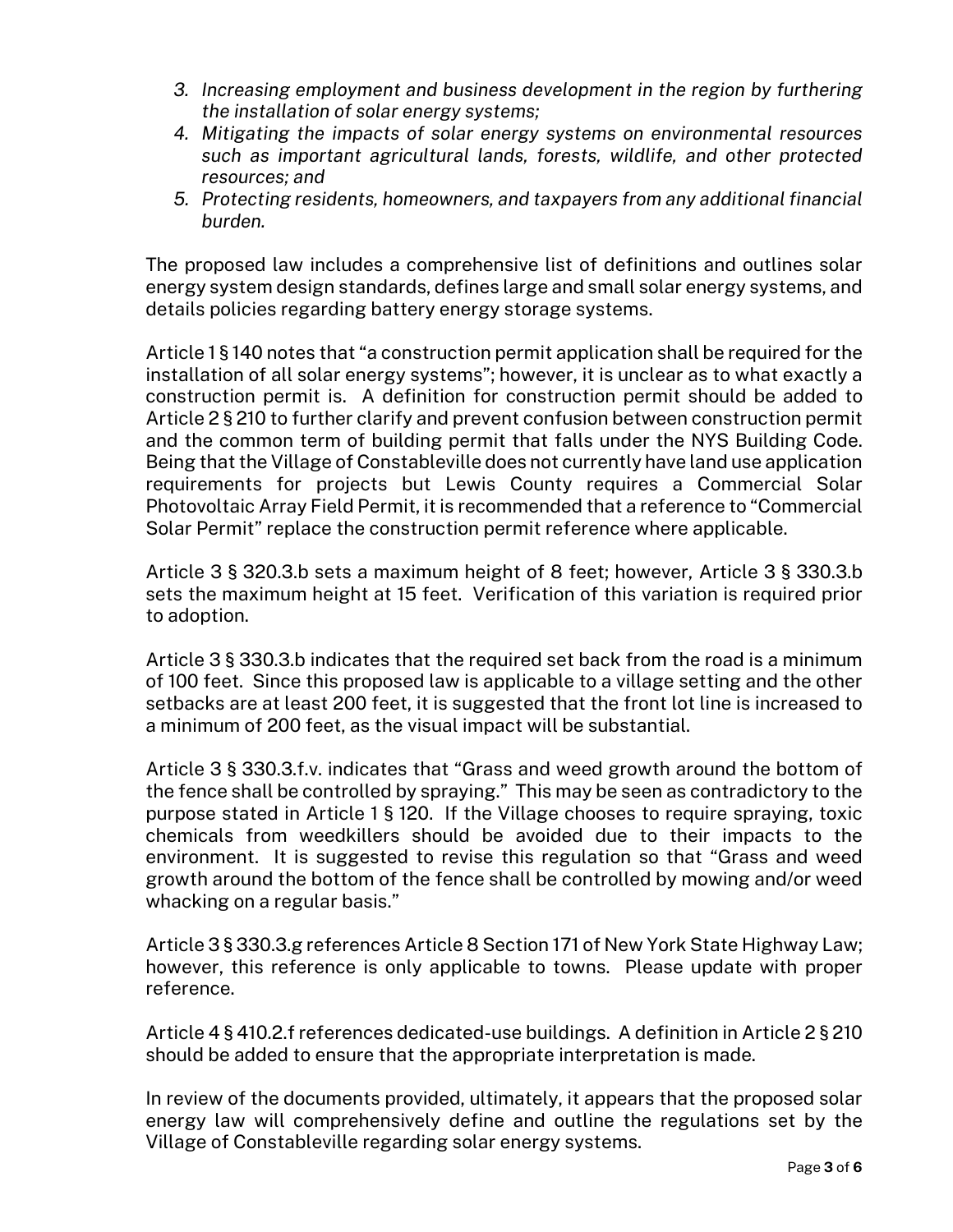3. *Increasing employment and business development in the region by furthering the installation of solar energy systems;*
4. *Mitigating the impacts of solar energy systems on environmental resources such as important agricultural lands, forests, wildlife, and other protected resources; and*
5. *Protecting residents, homeowners, and taxpayers from any additional financial burden.*

The proposed law includes a comprehensive list of definitions and outlines solar energy system design standards, defines large and small solar energy systems, and details policies regarding battery energy storage systems.

Article 1 § 140 notes that "a construction permit application shall be required for the installation of all solar energy systems"; however, it is unclear as to what exactly a construction permit is. A definition for construction permit should be added to Article 2 § 210 to further clarify and prevent confusion between construction permit and the common term of building permit that falls under the NYS Building Code. Being that the Village of Constableville does not currently have land use application requirements for projects but Lewis County requires a Commercial Solar Photovoltaic Array Field Permit, it is recommended that a reference to "Commercial Solar Permit" replace the construction permit reference where applicable.

Article 3 § 320.3.b sets a maximum height of 8 feet; however, Article 3 § 330.3.b sets the maximum height at 15 feet. Verification of this variation is required prior to adoption.

Article 3 § 330.3.b indicates that the required set back from the road is a minimum of 100 feet. Since this proposed law is applicable to a village setting and the other setbacks are at least 200 feet, it is suggested that the front lot line is increased to a minimum of 200 feet, as the visual impact will be substantial.

Article 3 § 330.3.f.v. indicates that "Grass and weed growth around the bottom of the fence shall be controlled by spraying." This may be seen as contradictory to the purpose stated in Article 1 § 120. If the Village chooses to require spraying, toxic chemicals from weedkillers should be avoided due to their impacts to the environment. It is suggested to revise this regulation so that "Grass and weed growth around the bottom of the fence shall be controlled by mowing and/or weed whacking on a regular basis."

Article 3 § 330.3.g references Article 8 Section 171 of New York State Highway Law; however, this reference is only applicable to towns. Please update with proper reference.

Article 4 § 410.2.f references dedicated-use buildings. A definition in Article 2 § 210 should be added to ensure that the appropriate interpretation is made.

In review of the documents provided, ultimately, it appears that the proposed solar energy law will comprehensively define and outline the regulations set by the Village of Constableville regarding solar energy systems.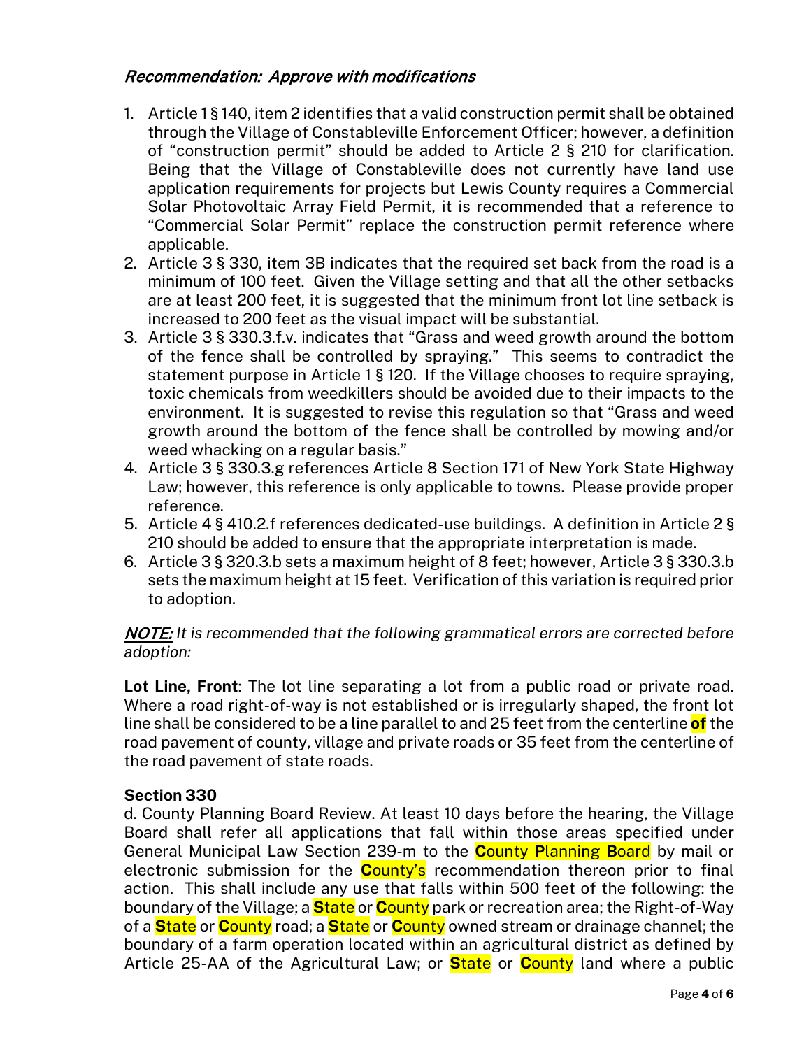## *Recommendation: Approve with modifications*

1. Article 1 § 140, item 2 identifies that a valid construction permit shall be obtained through the Village of Constableville Enforcement Officer; however, a definition of "construction permit" should be added to Article 2 § 210 for clarification. Being that the Village of Constableville does not currently have land use application requirements for projects but Lewis County requires a Commercial Solar Photovoltaic Array Field Permit, it is recommended that a reference to "Commercial Solar Permit" replace the construction permit reference where applicable.
2. Article 3 § 330, item 3B indicates that the required set back from the road is a minimum of 100 feet. Given the Village setting and that all the other setbacks are at least 200 feet, it is suggested that the minimum front lot line setback is increased to 200 feet as the visual impact will be substantial.
3. Article 3 § 330.3.f.v. indicates that "Grass and weed growth around the bottom of the fence shall be controlled by spraying." This seems to contradict the statement purpose in Article 1 § 120. If the Village chooses to require spraying, toxic chemicals from weedkillers should be avoided due to their impacts to the environment. It is suggested to revise this regulation so that "Grass and weed growth around the bottom of the fence shall be controlled by mowing and/or weed whacking on a regular basis."
4. Article 3 § 330.3.g references Article 8 Section 171 of New York State Highway Law; however, this reference is only applicable to towns. Please provide proper reference.
5. Article 4 § 410.2.f references dedicated-use buildings. A definition in Article 2 § 210 should be added to ensure that the appropriate interpretation is made.
6. Article 3 § 320.3.b sets a maximum height of 8 feet; however, Article 3 § 330.3.b sets the maximum height at 15 feet. Verification of this variation is required prior to adoption.

***NOTE:*** *It is recommended that the following grammatical errors are corrected before adoption:*

**Lot Line, Front**: The lot line separating a lot from a public road or private road. Where a road right-of-way is not established or is irregularly shaped, the front lot line shall be considered to be a line parallel to and 25 feet from the centerline **of** the road pavement of county, village and private roads or 35 feet from the centerline of the road pavement of state roads.

**Section 330**

d. County Planning Board Review. At least 10 days before the hearing, the Village Board shall refer all applications that fall within those areas specified under General Municipal Law Section 239-m to the **C**ounty **P**lanning **B**oard by mail or electronic submission for the **C**ounty's recommendation thereon prior to final action. This shall include any use that falls within 500 feet of the following: the boundary of the Village; a **S**tate or **C**ounty park or recreation area; the Right-of-Way of a **S**tate or **C**ounty road; a **S**tate or **C**ounty owned stream or drainage channel; the boundary of a farm operation located within an agricultural district as defined by Article 25-AA of the Agricultural Law; or **S**tate or **C**ounty land where a public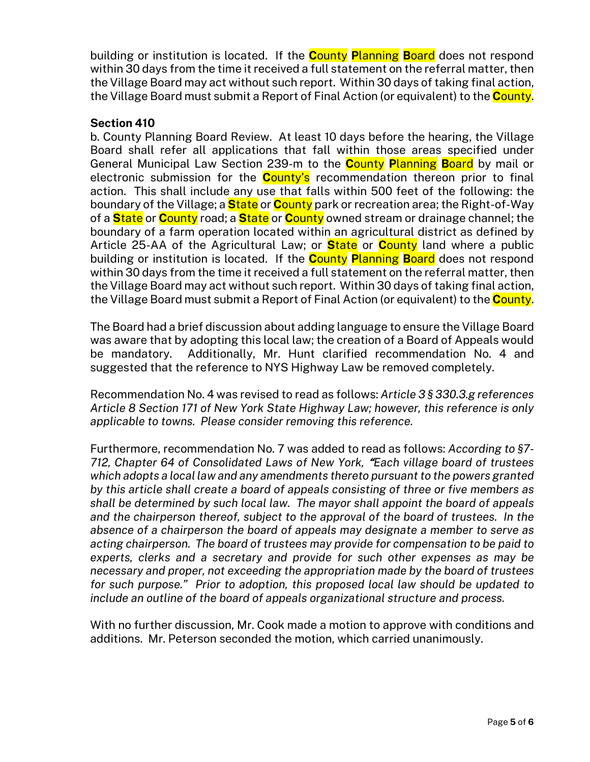building or institution is located. If the County Planning Board does not respond within 30 days from the time it received a full statement on the referral matter, then the Village Board may act without such report. Within 30 days of taking final action, the Village Board must submit a Report of Final Action (or equivalent) to the County.

**Section 410**

b. County Planning Board Review. At least 10 days before the hearing, the Village Board shall refer all applications that fall within those areas specified under General Municipal Law Section 239-m to the County Planning Board by mail or electronic submission for the County's recommendation thereon prior to final action. This shall include any use that falls within 500 feet of the following: the boundary of the Village; a State or County park or recreation area; the Right-of-Way of a State or County road; a State or County owned stream or drainage channel; the boundary of a farm operation located within an agricultural district as defined by Article 25-AA of the Agricultural Law; or State or County land where a public building or institution is located. If the County Planning Board does not respond within 30 days from the time it received a full statement on the referral matter, then the Village Board may act without such report. Within 30 days of taking final action, the Village Board must submit a Report of Final Action (or equivalent) to the County.

The Board had a brief discussion about adding language to ensure the Village Board was aware that by adopting this local law; the creation of a Board of Appeals would be mandatory. Additionally, Mr. Hunt clarified recommendation No. 4 and suggested that the reference to NYS Highway Law be removed completely.

Recommendation No. 4 was revised to read as follows: *Article 3 § 330.3.g references Article 8 Section 171 of New York State Highway Law; however, this reference is only applicable to towns. Please consider removing this reference.*

Furthermore, recommendation No. 7 was added to read as follows: *According to §7-712, Chapter 64 of Consolidated Laws of New York, "Each village board of trustees which adopts a local law and any amendments thereto pursuant to the powers granted by this article shall create a board of appeals consisting of three or five members as shall be determined by such local law. The mayor shall appoint the board of appeals and the chairperson thereof, subject to the approval of the board of trustees. In the absence of a chairperson the board of appeals may designate a member to serve as acting chairperson. The board of trustees may provide for compensation to be paid to experts, clerks and a secretary and provide for such other expenses as may be necessary and proper, not exceeding the appropriation made by the board of trustees for such purpose." Prior to adoption, this proposed local law should be updated to include an outline of the board of appeals organizational structure and process.*

With no further discussion, Mr. Cook made a motion to approve with conditions and additions. Mr. Peterson seconded the motion, which carried unanimously.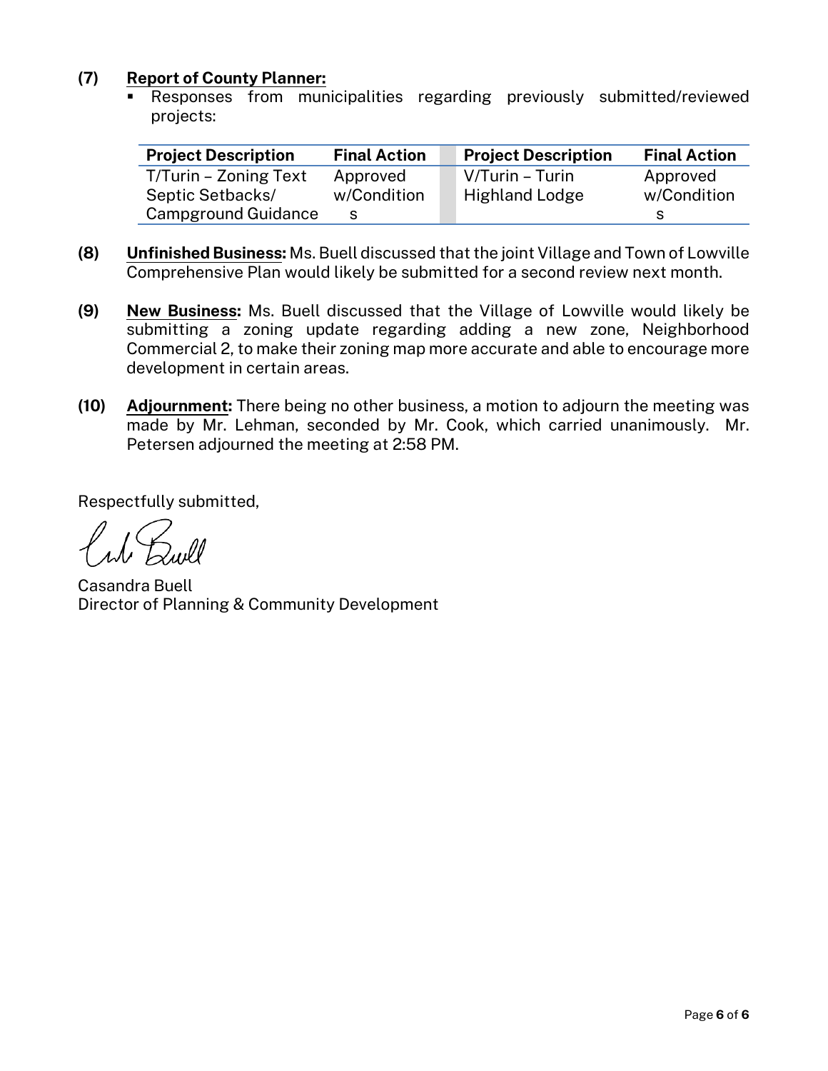**(7) Report of County Planner:**

- Responses from municipalities regarding previously submitted/reviewed projects:

| Project Description | Final Action | Project Description | Final Action |
|---|---|---|---|
| T/Turin – Zoning Text Septic Setbacks/ Campground Guidance | Approved w/Conditions | V/Turin – Turin Highland Lodge | Approved w/Conditions |

**(8) Unfinished Business:** Ms. Buell discussed that the joint Village and Town of Lowville Comprehensive Plan would likely be submitted for a second review next month.

**(9) New Business:** Ms. Buell discussed that the Village of Lowville would likely be submitting a zoning update regarding adding a new zone, Neighborhood Commercial 2, to make their zoning map more accurate and able to encourage more development in certain areas.

**(10) Adjournment:** There being no other business, a motion to adjourn the meeting was made by Mr. Lehman, seconded by Mr. Cook, which carried unanimously. Mr. Petersen adjourned the meeting at 2:58 PM.

Respectfully submitted,

Casandra Buell
Director of Planning & Community Development